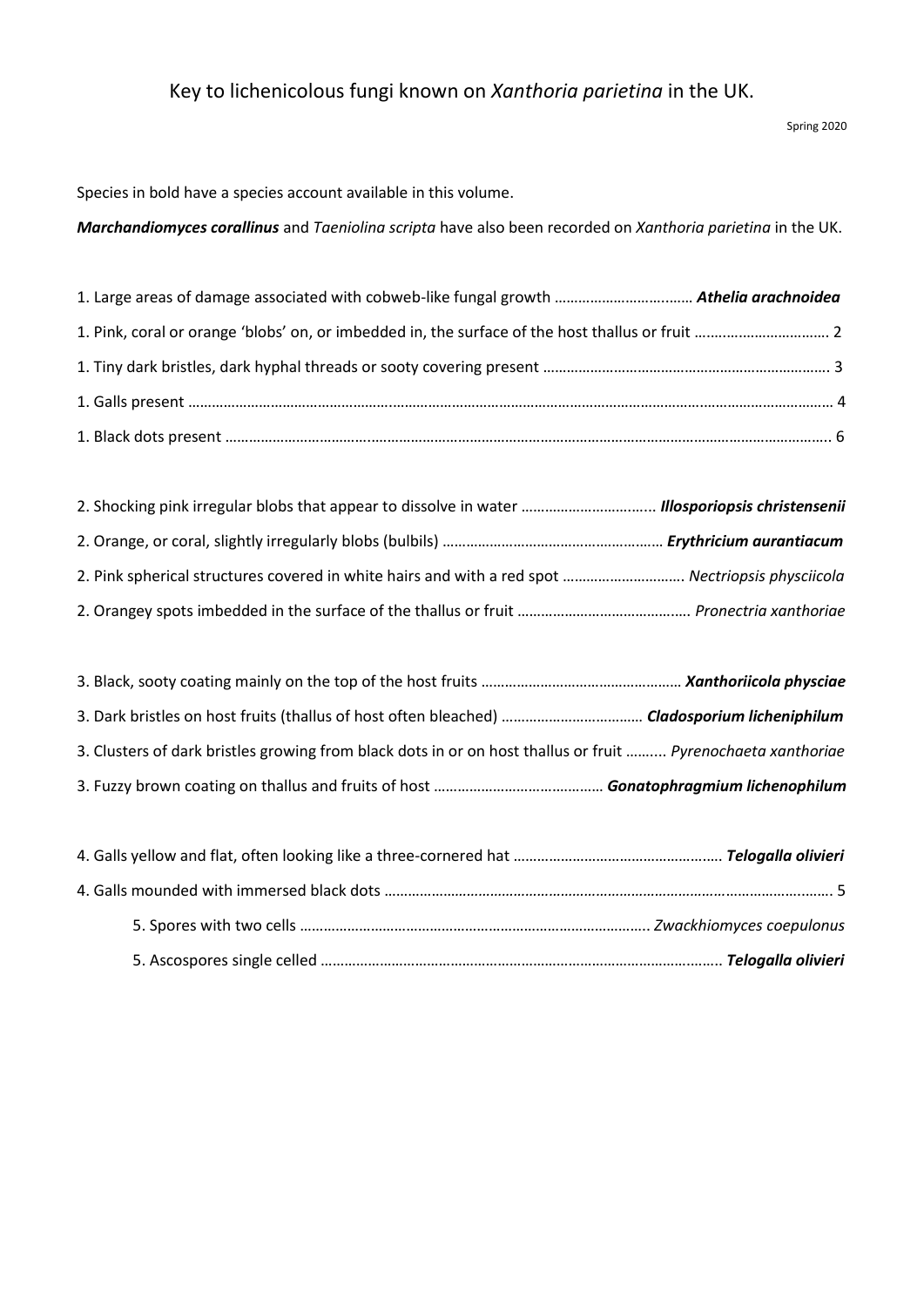# Key to lichenicolous fungi known on *Xanthoria parietina* in the UK.

Spring 2020

Species in bold have a species account available in this volume.

***Marchandiomyces corallinus*** and *Taeniolina scripta* have also been recorded on *Xanthoria parietina* in the UK.

1. Large areas of damage associated with cobweb-like fungal growth ……………………………… ***Athelia arachnoidea***
1. Pink, coral or orange 'blobs' on, or imbedded in, the surface of the host thallus or fruit …………………………… 2
1. Tiny dark bristles, dark hyphal threads or sooty covering present …………………………………………………………… 3
1. Galls present ………………………………………………………………………………………………………………………………………… 4
1. Black dots present …………………………………………………………………………………………………………………………………… 6

2. Shocking pink irregular blobs that appear to dissolve in water …………………………… ***Illosporiopsis christensenii***
2. Orange, or coral, slightly irregularly blobs (bulbils) ……………………………………………… ***Erythricium aurantiacum***
2. Pink spherical structures covered in white hairs and with a red spot ………………………… *Nectriopsis physciicola*
2. Orangey spots imbedded in the surface of the thallus or fruit …………………………………… *Pronectria xanthoriae*

3. Black, sooty coating mainly on the top of the host fruits ………………………………………… ***Xanthoriicola physciae***
3. Dark bristles on host fruits (thallus of host often bleached) ……………………………… ***Cladosporium licheniphilum***
3. Clusters of dark bristles growing from black dots in or on host thallus or fruit ……… *Pyrenochaeta xanthoriae*
3. Fuzzy brown coating on thallus and fruits of host …………………………………… ***Gonatophragmium lichenophilum***

4. Galls yellow and flat, often looking like a three-cornered hat …………………………………………… ***Telogalla olivieri***
4. Galls mounded with immersed black dots ……………………………………………………………………………………… 5
    5. Spores with two cells ……………………………………………………………………………… *Zwackhiomyces coepulonus*
    5. Ascospores single celled …………………………………………………………………………………………… ***Telogalla olivieri***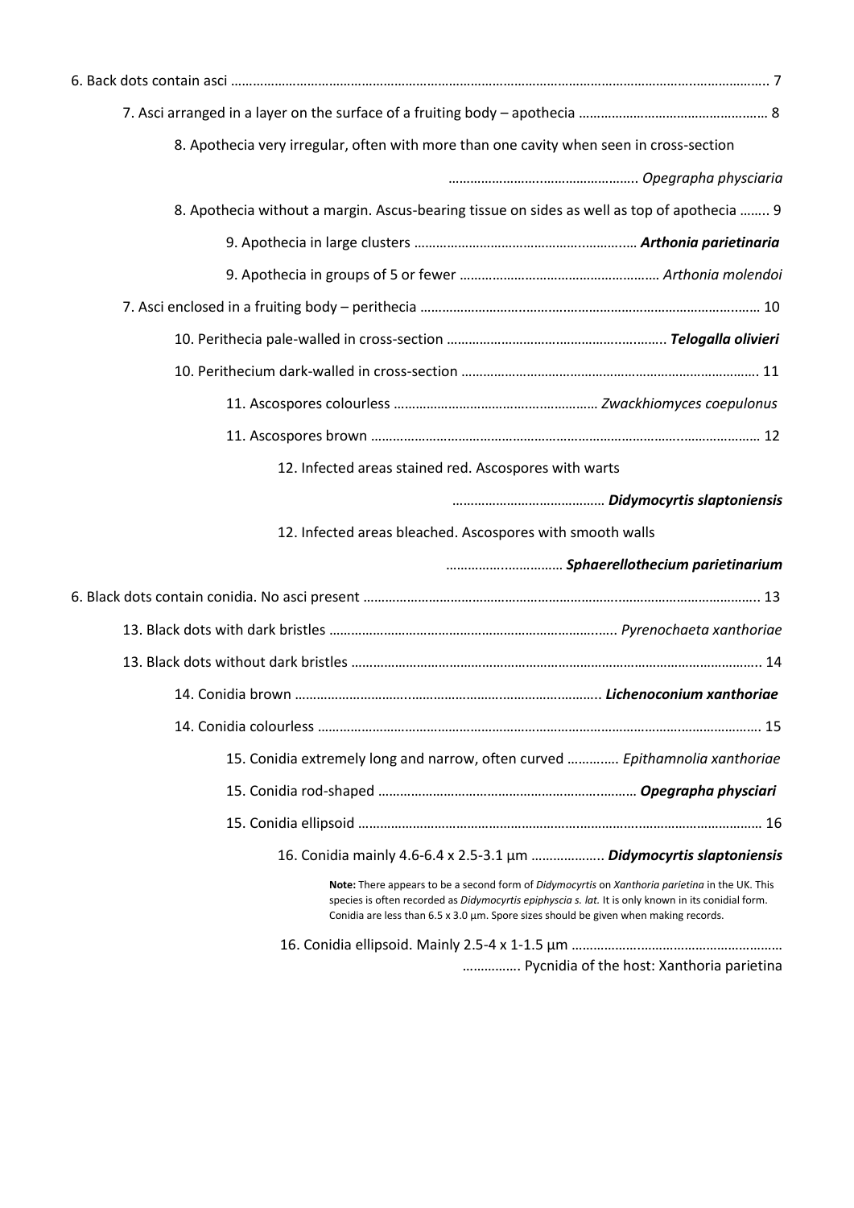6. Back dots contain asci …………………………………………………………………………………………………………………………………. 7

7. Asci arranged in a layer on the surface of a fruiting body – apothecia …………………………………………… 8

8. Apothecia very irregular, often with more than one cavity when seen in cross-section

……………………………………………. *Opegrapha physciaria*

8. Apothecia without a margin. Ascus-bearing tissue on sides as well as top of apothecia …….. 9

9. Apothecia in large clusters ………………………………………………………… ***Arthonia parietinaria***

9. Apothecia in groups of 5 or fewer ……………………………………………… *Arthonia molendoi*

7. Asci enclosed in a fruiting body – perithecia ………………………………………………………………………………… 10

10. Perithecia pale-walled in cross-section ………………………………………………….. ***Telogalla olivieri***

10. Perithecium dark-walled in cross-section ……………………………………………………………………… 11

11. Ascospores colourless ……………………………………………… *Zwackhiomyces coepulonus*

11. Ascospores brown ……………………………………………………………………………………………… 12

12. Infected areas stained red. Ascospores with warts

………………………………… ***Didymocyrtis slaptoniensis***

12. Infected areas bleached. Ascospores with smooth walls

……………………… ***Sphaerellothecium parietinarium***

6. Black dots contain conidia. No asci present ……………………………………………………………………………………… 13

13. Black dots with dark bristles ……………………………………………………………….. *Pyrenochaeta xanthoriae*

13. Black dots without dark bristles ……………………………………………………………………………………………. 14

14. Conidia brown ………………………………………………………………………….. ***Lichenoconium xanthoriae***

14. Conidia colourless …………………………………………………………………………………………………… 15

15. Conidia extremely long and narrow, often curved ………….. *Epithamnolia xanthoriae*

15. Conidia rod-shaped ……………………………………………………………… ***Opegrapha physciari***

15. Conidia ellipsoid ……………………………………………………………………………………………… 16

16. Conidia mainly 4.6-6.4 x 2.5-3.1 µm ……………….. ***Didymocyrtis slaptoniensis***

**Note:** There appears to be a second form of *Didymocyrtis* on *Xanthoria parietina* in the UK. This species is often recorded as *Didymocyrtis epiphyscia s. lat.* It is only known in its conidial form. Conidia are less than 6.5 x 3.0 µm. Spore sizes should be given when making records.

16. Conidia ellipsoid. Mainly 2.5-4 x 1-1.5 µm …………………………………………………

……………. Pycnidia of the host: Xanthoria parietina